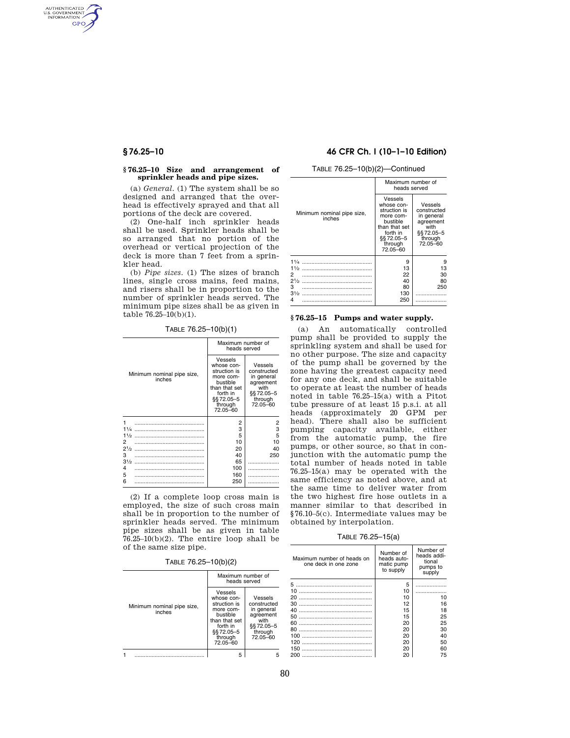## § 76.25–10 Size and arrangement of sprinkler heads and pipe sizes.

(a) *General.* (1) The system shall be so designed and arranged that the overhead is effectively sprayed and that all portions of the deck are covered.

(2) One-half inch sprinkler heads shall be used. Sprinkler heads shall be so arranged that no portion of the overhead or vertical projection of the deck is more than 7 feet from a sprinkler head.

(b) *Pipe sizes.* (1) The sizes of branch lines, single cross mains, feed mains, and risers shall be in proportion to the number of sprinkler heads served. The minimum pipe sizes shall be as given in table 76.25–10(b)(1).

TABLE 76.25–10(b)(1)

| Minimum nominal pipe size, inches | Maximum number of heads served | |
|---|---|---|
| | Vessels whose construction is more combustible than that set forth in §§ 72.05–5 through 72.05–60 | Vessels constructed in general agreement with §§ 72.05–5 through 72.05–60 |
| 1 | 2 | 2 |
| 1¼ | 3 | 3 |
| 1½ | 5 | 5 |
| 2 | 10 | 10 |
| 2½ | 20 | 40 |
| 3 | 40 | 250 |
| 3½ | 65 | |
| 4 | 100 | |
| 5 | 160 | |
| 6 | 250 | |

(2) If a complete loop cross main is employed, the size of such cross main shall be in proportion to the number of sprinkler heads served. The minimum pipe sizes shall be as given in table 76.25–10(b)(2). The entire loop shall be of the same size pipe.

TABLE 76.25–10(b)(2)

| Minimum nominal pipe size, inches | Maximum number of heads served | |
|---|---|---|
| | Vessels whose construction is more combustible than that set forth in §§ 72.05–5 through 72.05–60 | Vessels constructed in general agreement with §§ 72.05–5 through 72.05–60 |
| 1 | 5 | 5 |
| 1¼ | 9 | 9 |
| 1½ | 13 | 13 |
| 2 | 22 | 30 |
| 2½ | 40 | 80 |
| 3 | 80 | 250 |
| 3½ | 130 | |
| 4 | 250 | |

## § 76.25–15 Pumps and water supply.

(a) An automatically controlled pump shall be provided to supply the sprinkling system and shall be used for no other purpose. The size and capacity of the pump shall be governed by the zone having the greatest capacity need for any one deck, and shall be suitable to operate at least the number of heads noted in table 76.25–15(a) with a Pitot tube pressure of at least 15 p.s.i. at all heads (approximately 20 GPM per head). There shall also be sufficient pumping capacity available, either from the automatic pump, the fire pumps, or other source, so that in conjunction with the automatic pump the total number of heads noted in table 76.25–15(a) may be operated with the same efficiency as noted above, and at the same time to deliver water from the two highest fire hose outlets in a manner similar to that described in § 76.10–5(c). Intermediate values may be obtained by interpolation.

TABLE 76.25–15(a)

| Maximum number of heads on one deck in one zone | Number of heads automatic pump to supply | Number of heads additional pumps to supply |
|---|---|---|
| 5 | 5 | |
| 10 | 10 | |
| 20 | 10 | 10 |
| 30 | 12 | 16 |
| 40 | 15 | 18 |
| 50 | 15 | 25 |
| 60 | 20 | 25 |
| 80 | 20 | 30 |
| 100 | 20 | 40 |
| 120 | 20 | 50 |
| 150 | 20 | 60 |
| 200 | 20 | 75 |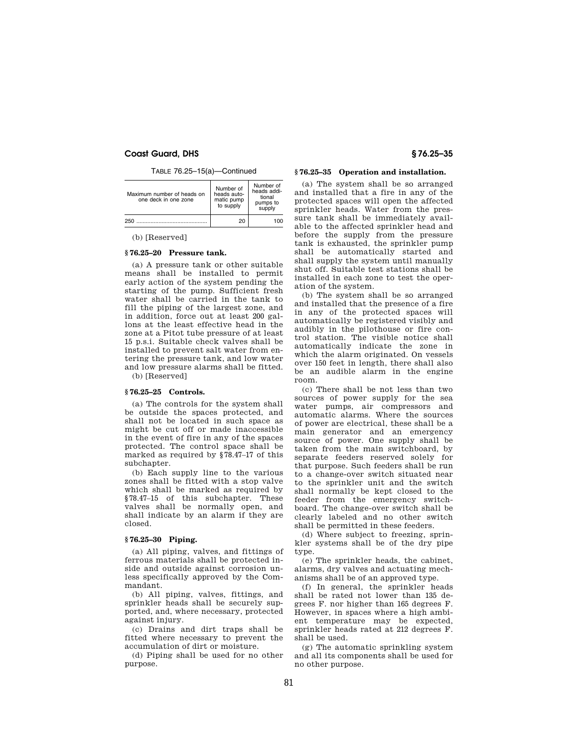TABLE 76.25–15(a)—Continued

| Maximum number of heads on one deck in one zone | Number of heads automatic pump to supply | Number of heads additional pumps to supply |
|---|---|---|
| 250 | 20 | 100 |

(b) [Reserved]

### § 76.25–20 Pressure tank.

(a) A pressure tank or other suitable means shall be installed to permit early action of the system pending the starting of the pump. Sufficient fresh water shall be carried in the tank to fill the piping of the largest zone, and in addition, force out at least 200 gallons at the least effective head in the zone at a Pitot tube pressure of at least 15 p.s.i. Suitable check valves shall be installed to prevent salt water from entering the pressure tank, and low water and low pressure alarms shall be fitted.

(b) [Reserved]

### § 76.25–25 Controls.

(a) The controls for the system shall be outside the spaces protected, and shall not be located in such space as might be cut off or made inaccessible in the event of fire in any of the spaces protected. The control space shall be marked as required by §78.47–17 of this subchapter.

(b) Each supply line to the various zones shall be fitted with a stop valve which shall be marked as required by §78.47–15 of this subchapter. These valves shall be normally open, and shall indicate by an alarm if they are closed.

### § 76.25–30 Piping.

(a) All piping, valves, and fittings of ferrous materials shall be protected inside and outside against corrosion unless specifically approved by the Commandant.

(b) All piping, valves, fittings, and sprinkler heads shall be securely supported, and, where necessary, protected against injury.

(c) Drains and dirt traps shall be fitted where necessary to prevent the accumulation of dirt or moisture.

(d) Piping shall be used for no other purpose.

### § 76.25–35 Operation and installation.

(a) The system shall be so arranged and installed that a fire in any of the protected spaces will open the affected sprinkler heads. Water from the pressure tank shall be immediately available to the affected sprinkler head and before the supply from the pressure tank is exhausted, the sprinkler pump shall be automatically started and shall supply the system until manually shut off. Suitable test stations shall be installed in each zone to test the operation of the system.

(b) The system shall be so arranged and installed that the presence of a fire in any of the protected spaces will automatically be registered visibly and audibly in the pilothouse or fire control station. The visible notice shall automatically indicate the zone in which the alarm originated. On vessels over 150 feet in length, there shall also be an audible alarm in the engine room.

(c) There shall be not less than two sources of power supply for the sea water pumps, air compressors and automatic alarms. Where the sources of power are electrical, these shall be a main generator and an emergency source of power. One supply shall be taken from the main switchboard, by separate feeders reserved solely for that purpose. Such feeders shall be run to a change-over switch situated near to the sprinkler unit and the switch shall normally be kept closed to the feeder from the emergency switchboard. The change-over switch shall be clearly labeled and no other switch shall be permitted in these feeders.

(d) Where subject to freezing, sprinkler systems shall be of the dry pipe type.

(e) The sprinkler heads, the cabinet, alarms, dry valves and actuating mechanisms shall be of an approved type.

(f) In general, the sprinkler heads shall be rated not lower than 135 degrees F. nor higher than 165 degrees F. However, in spaces where a high ambient temperature may be expected, sprinkler heads rated at 212 degrees F. shall be used.

(g) The automatic sprinkling system and all its components shall be used for no other purpose.